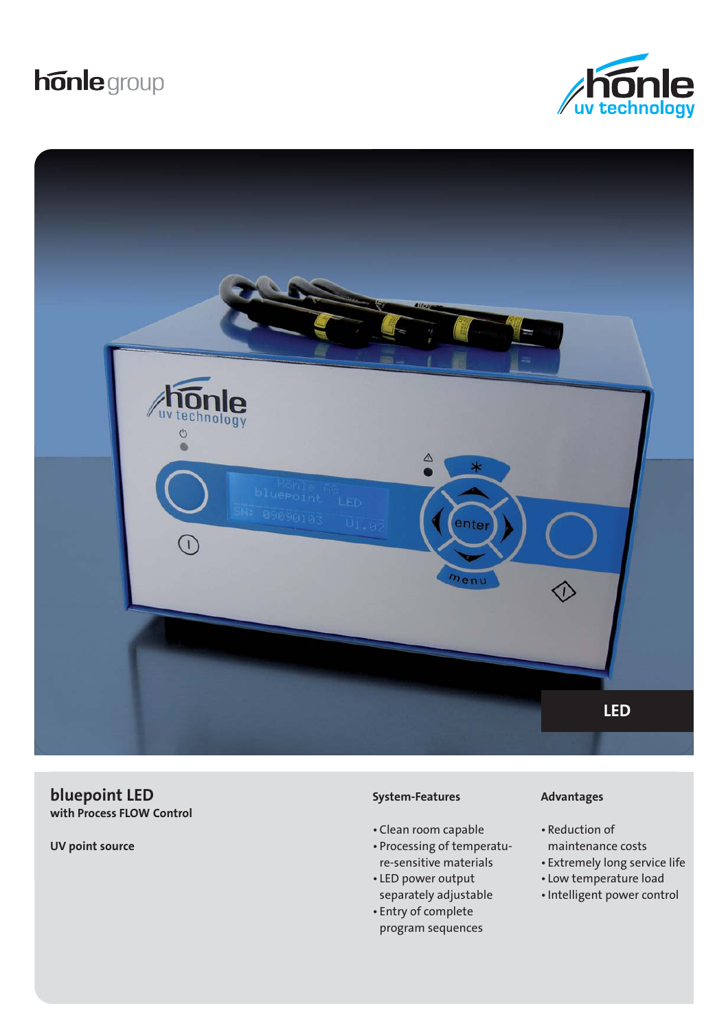hönle group

hönle uv technology

LED

# bluepoint LED

**with Process FLOW Control**

**UV point source**

**System-Features**

- Clean room capable
- Processing of temperature-sensitive materials
- LED power output separately adjustable
- Entry of complete program sequences

**Advantages**

- Reduction of maintenance costs
- Extremely long service life
- Low temperature load
- Intelligent power control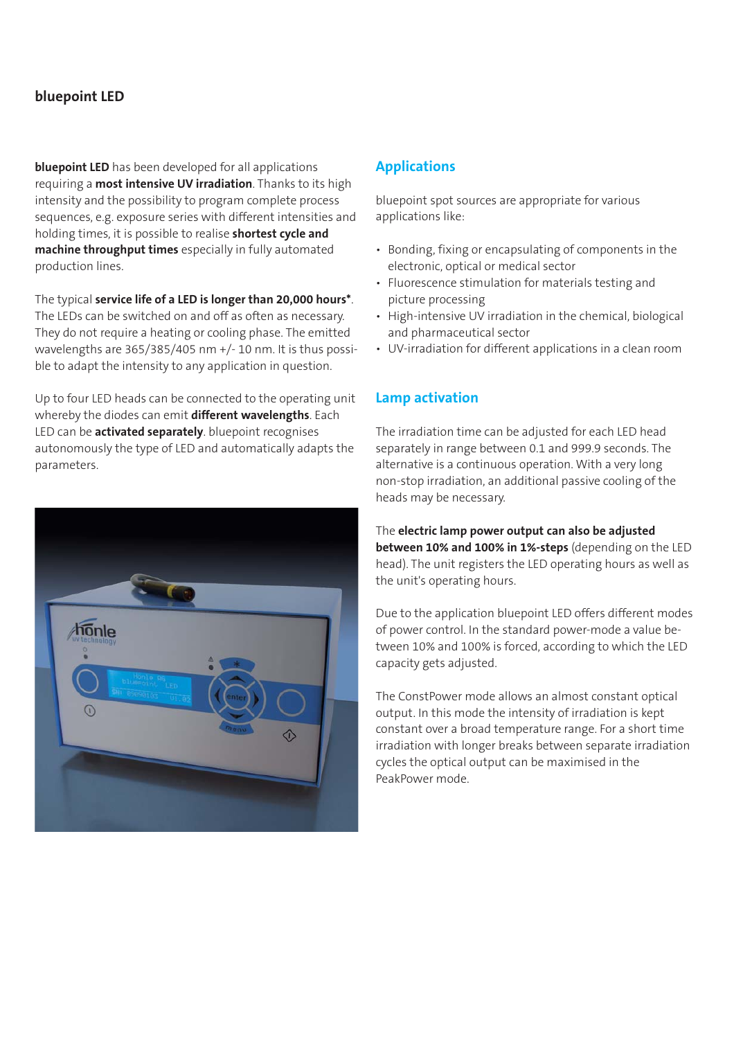# bluepoint LED

**bluepoint LED** has been developed for all applications requiring a **most intensive UV irradiation**. Thanks to its high intensity and the possibility to program complete process sequences, e.g. exposure series with different intensities and holding times, it is possible to realise **shortest cycle and machine throughput times** especially in fully automated production lines.

The typical **service life of a LED is longer than 20,000 hours***. The LEDs can be switched on and off as often as necessary. They do not require a heating or cooling phase. The emitted wavelengths are 365/385/405 nm +/- 10 nm. It is thus possible to adapt the intensity to any application in question.

Up to four LED heads can be connected to the operating unit whereby the diodes can emit **different wavelengths**. Each LED can be **activated separately**. bluepoint recognises autonomously the type of LED and automatically adapts the parameters.

## Applications

bluepoint spot sources are appropriate for various applications like:

- Bonding, fixing or encapsulating of components in the electronic, optical or medical sector
- Fluorescence stimulation for materials testing and picture processing
- High-intensive UV irradiation in the chemical, biological and pharmaceutical sector
- UV-irradiation for different applications in a clean room

## Lamp activation

The irradiation time can be adjusted for each LED head separately in range between 0.1 and 999.9 seconds. The alternative is a continuous operation. With a very long non-stop irradiation, an additional passive cooling of the heads may be necessary.

The **electric lamp power output can also be adjusted between 10% and 100% in 1%-steps** (depending on the LED head). The unit registers the LED operating hours as well as the unit's operating hours.

Due to the application bluepoint LED offers different modes of power control. In the standard power-mode a value between 10% and 100% is forced, according to which the LED capacity gets adjusted.

The ConstPower mode allows an almost constant optical output. In this mode the intensity of irradiation is kept constant over a broad temperature range. For a short time irradiation with longer breaks between separate irradiation cycles the optical output can be maximised in the PeakPower mode.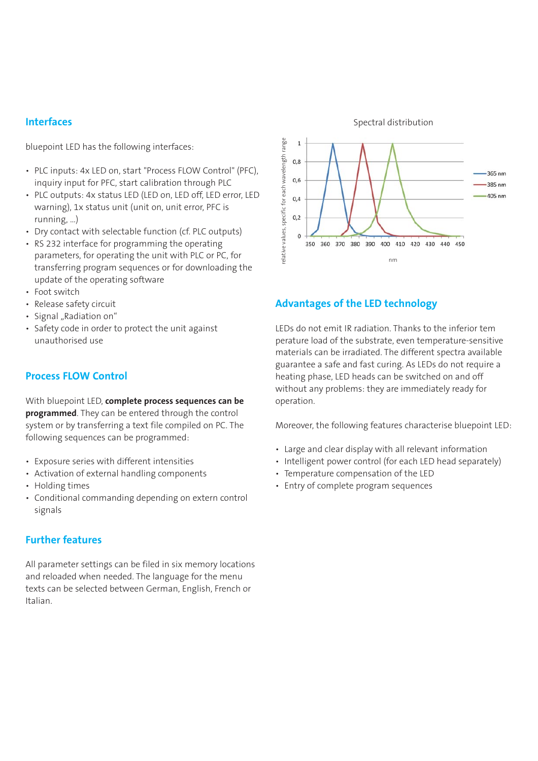## Interfaces

bluepoint LED has the following interfaces:

- PLC inputs: 4x LED on, start "Process FLOW Control" (PFC), inquiry input for PFC, start calibration through PLC
- PLC outputs: 4x status LED (LED on, LED off, LED error, LED warning), 1x status unit (unit on, unit error, PFC is running, ...)
- Dry contact with selectable function (cf. PLC outputs)
- RS 232 interface for programming the operating parameters, for operating the unit with PLC or PC, for transferring program sequences or for downloading the update of the operating software
- Foot switch
- Release safety circuit
- Signal „Radiation on“
- Safety code in order to protect the unit against unauthorised use

## Process FLOW Control

With bluepoint LED, **complete process sequences can be programmed**. They can be entered through the control system or by transferring a text file compiled on PC. The following sequences can be programmed:

- Exposure series with different intensities
- Activation of external handling components
- Holding times
- Conditional commanding depending on extern control signals

## Further features

All parameter settings can be filed in six memory locations and reloaded when needed. The language for the menu texts can be selected between German, English, French or Italian.

Spectral distribution

## Advantages of the LED technology

LEDs do not emit IR radiation. Thanks to the inferior tem perature load of the substrate, even temperature-sensitive materials can be irradiated. The different spectra available guarantee a safe and fast curing. As LEDs do not require a heating phase, LED heads can be switched on and off without any problems: they are immediately ready for operation.

Moreover, the following features characterise bluepoint LED:

- Large and clear display with all relevant information
- Intelligent power control (for each LED head separately)
- Temperature compensation of the LED
- Entry of complete program sequences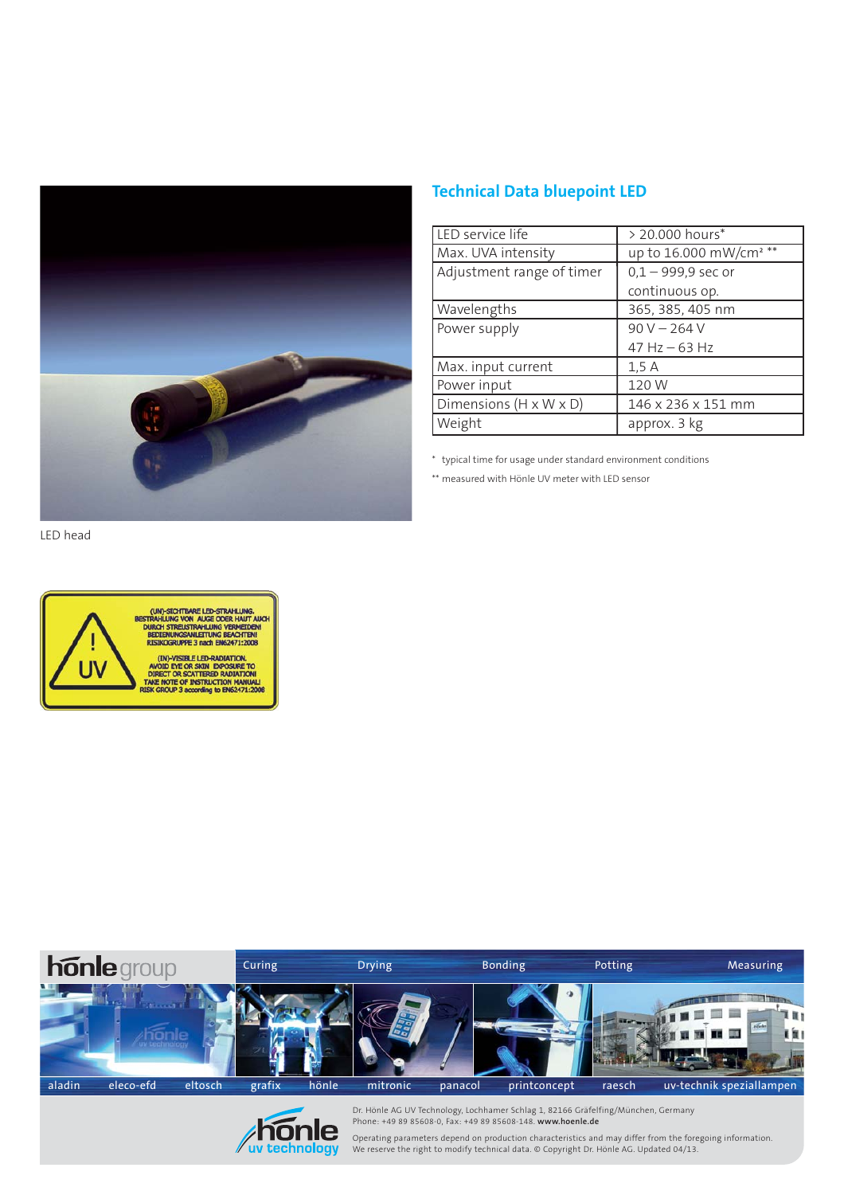LED head

(UN)-SICHTBARE LED-STRAHLUNG.
BESTRAHLUNG VON AUGE ODER HAUT AUCH DURCH STREUSTRAHLUNG VERMEIDEN! BEDIENUNGSANLEITUNG BEACHTEN! RISIKOGRUPPE 3 nach EN62471:2008

(IN)-VISIBLE LED-RADIATION.
AVOID EYE OR SKIN EXPOSURE TO DIRECT OR SCATTERED RADIATION! TAKE NOTE OF INSTRUCTION MANUAL! RISK GROUP 3 according to EN62471:2008

## Technical Data bluepoint LED

| | |
|---|---|
| LED service life | > 20.000 hours* |
| Max. UVA intensity | up to 16.000 mW/cm² ** |
| Adjustment range of timer | 0,1 – 999,9 sec or continuous op. |
| Wavelengths | 365, 385, 405 nm |
| Power supply | 90 V – 264 V<br>47 Hz – 63 Hz |
| Max. input current | 1,5 A |
| Power input | 120 W |
| Dimensions (H x W x D) | 146 x 236 x 151 mm |
| Weight | approx. 3 kg |

\* typical time for usage under standard environment conditions

\*\* measured with Hönle UV meter with LED sensor

hönle group

Curing Drying Bonding Potting Measuring

aladin eleco-efd eltosch grafix hönle mitronic panacol printconcept raesch uv-technik speziallampen

hönle uv technology

Dr. Hönle AG UV Technology, Lochhamer Schlag 1, 82166 Gräfelfing/München, Germany
Phone: +49 89 85608-0, Fax: +49 89 85608-148, **www.hoenle.de**

Operating parameters depend on production characteristics and may differ from the foregoing information.
We reserve the right to modify technical data. © Copyright Dr. Hönle AG. Updated 04/13.